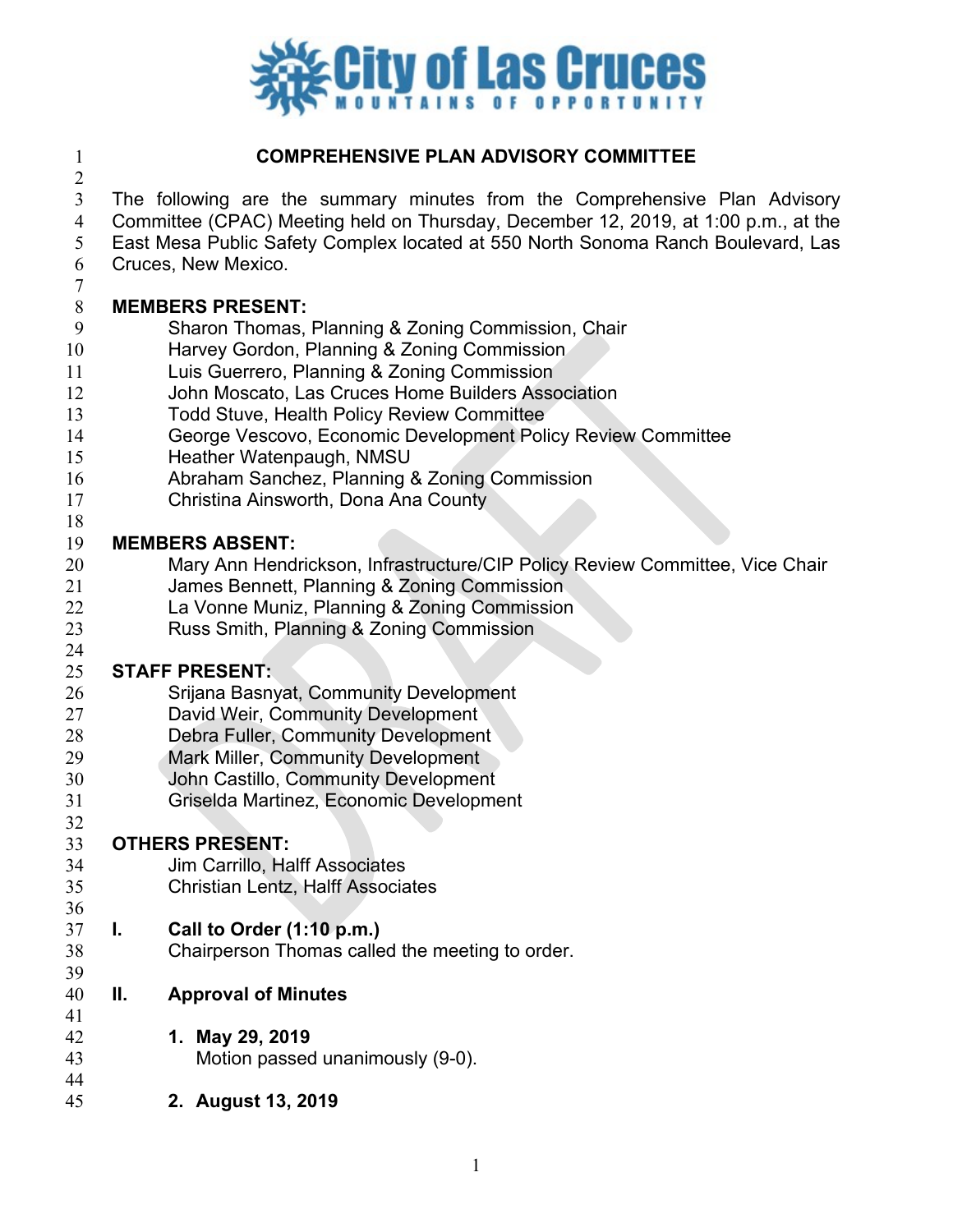# COMPREHENSIVE PLAN ADVISORY COMMITTEE

The following are the summary minutes from the Comprehensive Plan Advisory Committee (CPAC) Meeting held on Thursday, December 12, 2019, at 1:00 p.m., at the East Mesa Public Safety Complex located at 550 North Sonoma Ranch Boulevard, Las Cruces, New Mexico.

**MEMBERS PRESENT:**

- Sharon Thomas, Planning & Zoning Commission, Chair
- Harvey Gordon, Planning & Zoning Commission
- Luis Guerrero, Planning & Zoning Commission
- John Moscato, Las Cruces Home Builders Association
- Todd Stuve, Health Policy Review Committee
- George Vescovo, Economic Development Policy Review Committee
- Heather Watenpaugh, NMSU
- Abraham Sanchez, Planning & Zoning Commission
- Christina Ainsworth, Dona Ana County

**MEMBERS ABSENT:**

- Mary Ann Hendrickson, Infrastructure/CIP Policy Review Committee, Vice Chair
- James Bennett, Planning & Zoning Commission
- La Vonne Muniz, Planning & Zoning Commission
- Russ Smith, Planning & Zoning Commission

**STAFF PRESENT:**

- Srijana Basnyat, Community Development
- David Weir, Community Development
- Debra Fuller, Community Development
- Mark Miller, Community Development
- John Castillo, Community Development
- Griselda Martinez, Economic Development

**OTHERS PRESENT:**

- Jim Carrillo, Halff Associates
- Christian Lentz, Halff Associates

## I. Call to Order (1:10 p.m.)

Chairperson Thomas called the meeting to order.

## II. Approval of Minutes

1. **May 29, 2019**

   Motion passed unanimously (9-0).

2. **August 13, 2019**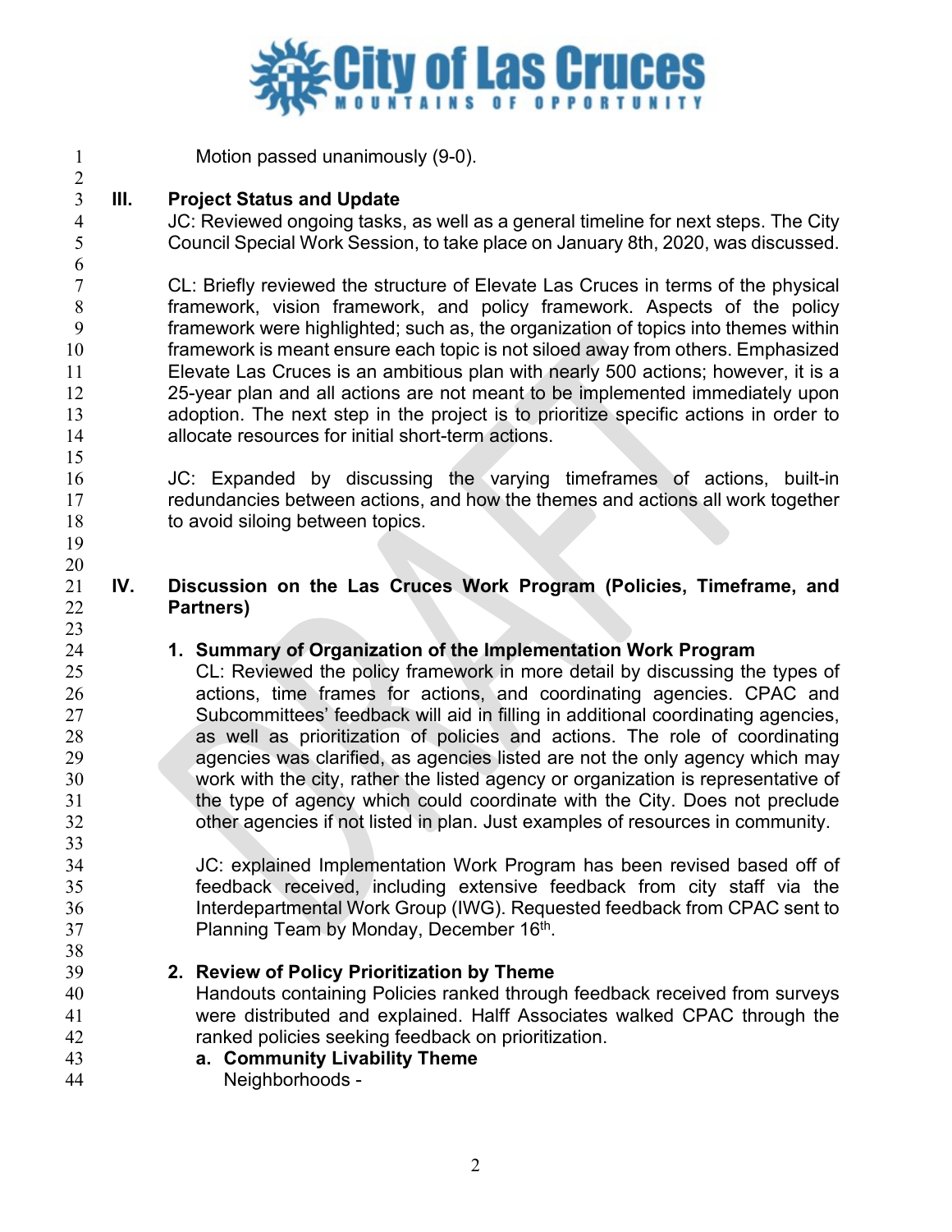Motion passed unanimously (9-0).

## III. Project Status and Update

JC: Reviewed ongoing tasks, as well as a general timeline for next steps. The City Council Special Work Session, to take place on January 8th, 2020, was discussed.

CL: Briefly reviewed the structure of Elevate Las Cruces in terms of the physical framework, vision framework, and policy framework. Aspects of the policy framework were highlighted; such as, the organization of topics into themes within framework is meant ensure each topic is not siloed away from others. Emphasized Elevate Las Cruces is an ambitious plan with nearly 500 actions; however, it is a 25-year plan and all actions are not meant to be implemented immediately upon adoption. The next step in the project is to prioritize specific actions in order to allocate resources for initial short-term actions.

JC: Expanded by discussing the varying timeframes of actions, built-in redundancies between actions, and how the themes and actions all work together to avoid siloing between topics.

## IV. Discussion on the Las Cruces Work Program (Policies, Timeframe, and Partners)

### 1. Summary of Organization of the Implementation Work Program

CL: Reviewed the policy framework in more detail by discussing the types of actions, time frames for actions, and coordinating agencies. CPAC and Subcommittees' feedback will aid in filling in additional coordinating agencies, as well as prioritization of policies and actions. The role of coordinating agencies was clarified, as agencies listed are not the only agency which may work with the city, rather the listed agency or organization is representative of the type of agency which could coordinate with the City. Does not preclude other agencies if not listed in plan. Just examples of resources in community.

JC: explained Implementation Work Program has been revised based off of feedback received, including extensive feedback from city staff via the Interdepartmental Work Group (IWG). Requested feedback from CPAC sent to Planning Team by Monday, December 16th.

### 2. Review of Policy Prioritization by Theme

Handouts containing Policies ranked through feedback received from surveys were distributed and explained. Halff Associates walked CPAC through the ranked policies seeking feedback on prioritization.

**a. Community Livability Theme**

Neighborhoods -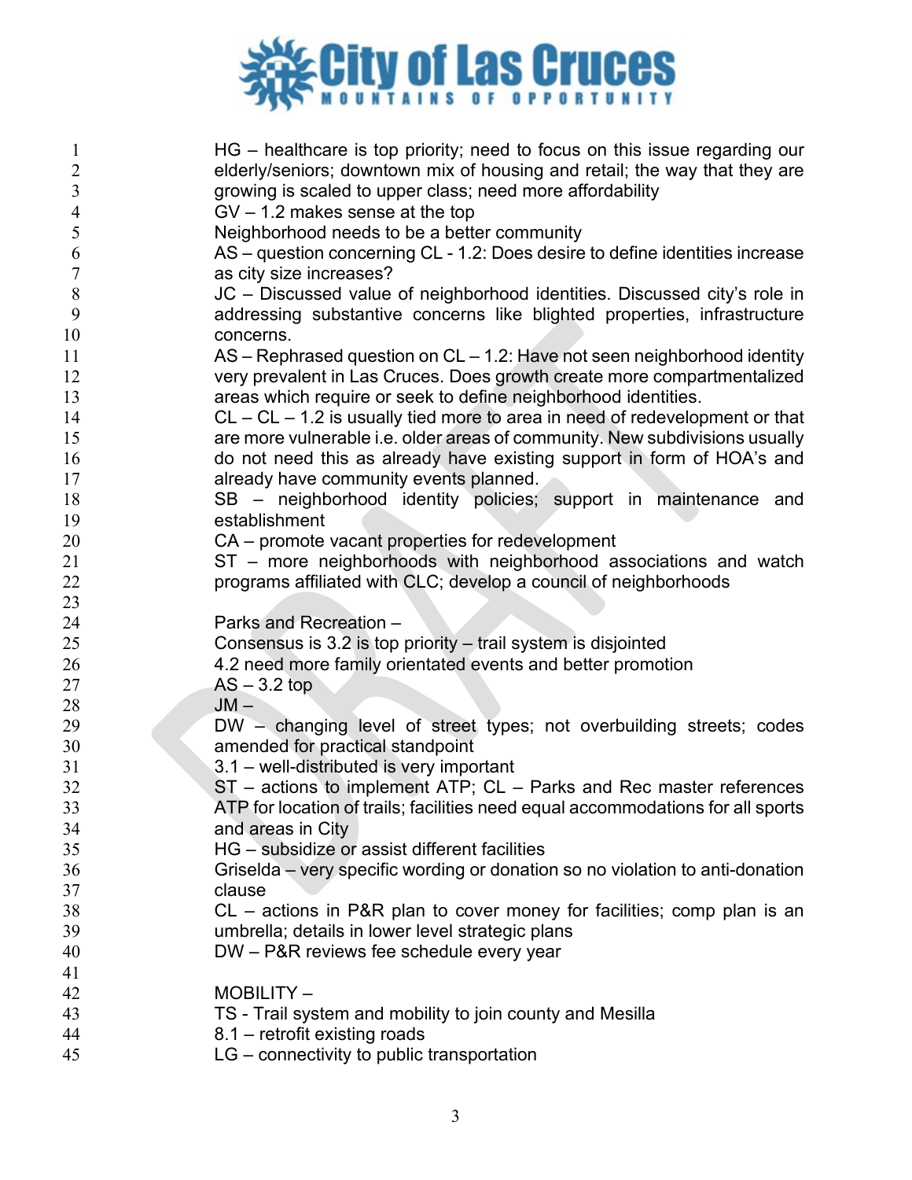HG – healthcare is top priority; need to focus on this issue regarding our elderly/seniors; downtown mix of housing and retail; the way that they are growing is scaled to upper class; need more affordability

GV – 1.2 makes sense at the top

Neighborhood needs to be a better community

AS – question concerning CL - 1.2: Does desire to define identities increase as city size increases?

JC – Discussed value of neighborhood identities. Discussed city's role in addressing substantive concerns like blighted properties, infrastructure concerns.

AS – Rephrased question on CL – 1.2: Have not seen neighborhood identity very prevalent in Las Cruces. Does growth create more compartmentalized areas which require or seek to define neighborhood identities.

CL – CL – 1.2 is usually tied more to area in need of redevelopment or that are more vulnerable i.e. older areas of community. New subdivisions usually do not need this as already have existing support in form of HOA's and already have community events planned.

SB – neighborhood identity policies; support in maintenance and establishment

CA – promote vacant properties for redevelopment

ST – more neighborhoods with neighborhood associations and watch programs affiliated with CLC; develop a council of neighborhoods

Parks and Recreation –

Consensus is 3.2 is top priority – trail system is disjointed

4.2 need more family orientated events and better promotion

AS – 3.2 top

JM –

DW – changing level of street types; not overbuilding streets; codes amended for practical standpoint

3.1 – well-distributed is very important

ST – actions to implement ATP; CL – Parks and Rec master references ATP for location of trails; facilities need equal accommodations for all sports and areas in City

HG – subsidize or assist different facilities

Griselda – very specific wording or donation so no violation to anti-donation clause

CL – actions in P&R plan to cover money for facilities; comp plan is an umbrella; details in lower level strategic plans

DW – P&R reviews fee schedule every year

MOBILITY –

TS - Trail system and mobility to join county and Mesilla

8.1 – retrofit existing roads

LG – connectivity to public transportation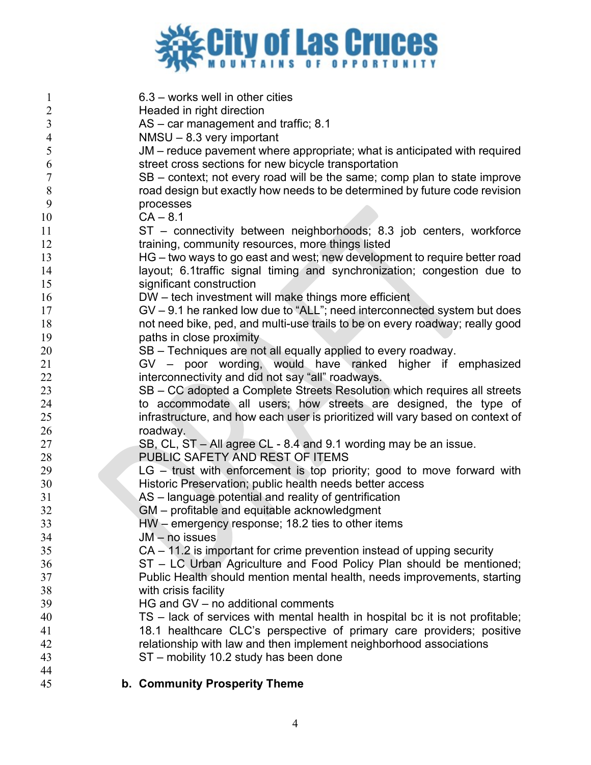6.3 – works well in other cities
Headed in right direction
AS – car management and traffic; 8.1
NMSU – 8.3 very important
JM – reduce pavement where appropriate; what is anticipated with required street cross sections for new bicycle transportation
SB – context; not every road will be the same; comp plan to state improve road design but exactly how needs to be determined by future code revision processes
CA – 8.1
ST – connectivity between neighborhoods; 8.3 job centers, workforce training, community resources, more things listed
HG – two ways to go east and west; new development to require better road layout; 6.1traffic signal timing and synchronization; congestion due to significant construction
DW – tech investment will make things more efficient
GV – 9.1 he ranked low due to "ALL"; need interconnected system but does not need bike, ped, and multi-use trails to be on every roadway; really good paths in close proximity
SB – Techniques are not all equally applied to every roadway.
GV – poor wording, would have ranked higher if emphasized interconnectivity and did not say "all" roadways.
SB – CC adopted a Complete Streets Resolution which requires all streets to accommodate all users; how streets are designed, the type of infrastructure, and how each user is prioritized will vary based on context of roadway.
SB, CL, ST – All agree CL - 8.4 and 9.1 wording may be an issue.
PUBLIC SAFETY AND REST OF ITEMS
LG – trust with enforcement is top priority; good to move forward with Historic Preservation; public health needs better access
AS – language potential and reality of gentrification
GM – profitable and equitable acknowledgment
HW – emergency response; 18.2 ties to other items
JM – no issues
CA – 11.2 is important for crime prevention instead of upping security
ST – LC Urban Agriculture and Food Policy Plan should be mentioned; Public Health should mention mental health, needs improvements, starting with crisis facility
HG and GV – no additional comments
TS – lack of services with mental health in hospital bc it is not profitable; 18.1 healthcare CLC's perspective of primary care providers; positive relationship with law and then implement neighborhood associations
ST – mobility 10.2 study has been done

**b. Community Prosperity Theme**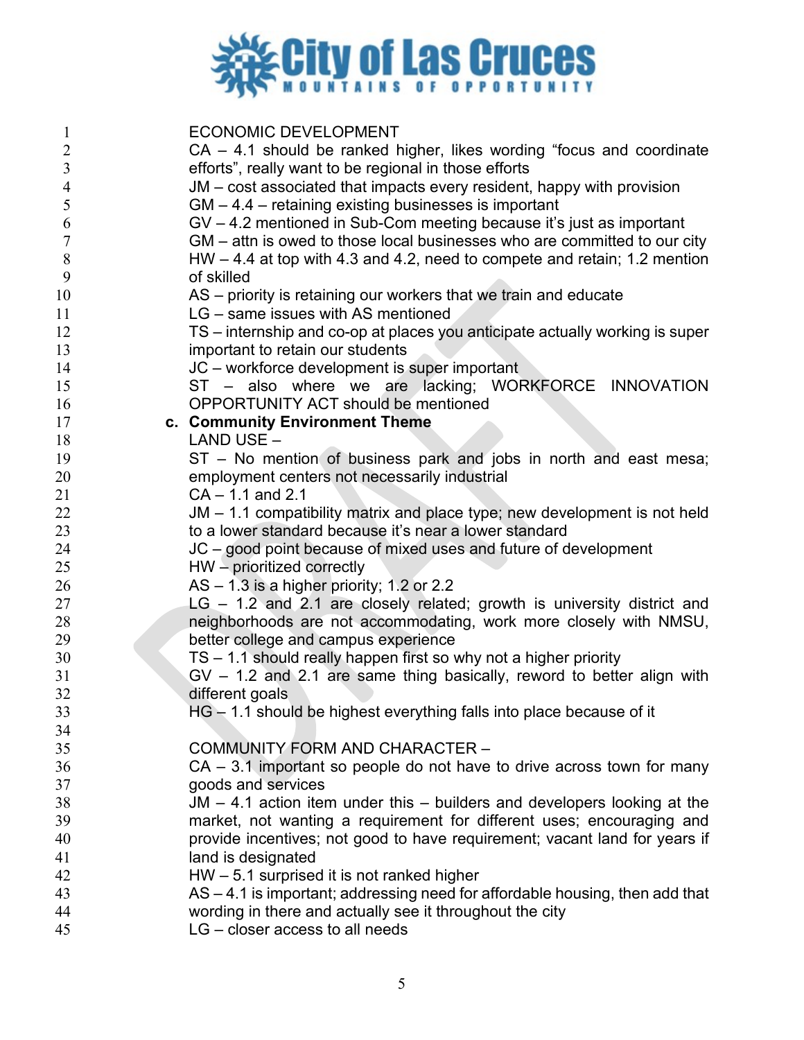ECONOMIC DEVELOPMENT

CA – 4.1 should be ranked higher, likes wording "focus and coordinate efforts", really want to be regional in those efforts

JM – cost associated that impacts every resident, happy with provision

GM – 4.4 – retaining existing businesses is important

GV – 4.2 mentioned in Sub-Com meeting because it's just as important

GM – attn is owed to those local businesses who are committed to our city

HW – 4.4 at top with 4.3 and 4.2, need to compete and retain; 1.2 mention of skilled

AS – priority is retaining our workers that we train and educate

LG – same issues with AS mentioned

TS – internship and co-op at places you anticipate actually working is super important to retain our students

JC – workforce development is super important

ST – also where we are lacking; WORKFORCE INNOVATION OPPORTUNITY ACT should be mentioned

c. **Community Environment Theme**

LAND USE –

ST – No mention of business park and jobs in north and east mesa; employment centers not necessarily industrial

CA – 1.1 and 2.1

JM – 1.1 compatibility matrix and place type; new development is not held to a lower standard because it's near a lower standard

JC – good point because of mixed uses and future of development

HW – prioritized correctly

AS – 1.3 is a higher priority; 1.2 or 2.2

LG – 1.2 and 2.1 are closely related; growth is university district and neighborhoods are not accommodating, work more closely with NMSU, better college and campus experience

TS – 1.1 should really happen first so why not a higher priority

GV – 1.2 and 2.1 are same thing basically, reword to better align with different goals

HG – 1.1 should be highest everything falls into place because of it

COMMUNITY FORM AND CHARACTER –

CA – 3.1 important so people do not have to drive across town for many goods and services

JM – 4.1 action item under this – builders and developers looking at the market, not wanting a requirement for different uses; encouraging and provide incentives; not good to have requirement; vacant land for years if land is designated

HW – 5.1 surprised it is not ranked higher

AS – 4.1 is important; addressing need for affordable housing, then add that wording in there and actually see it throughout the city

LG – closer access to all needs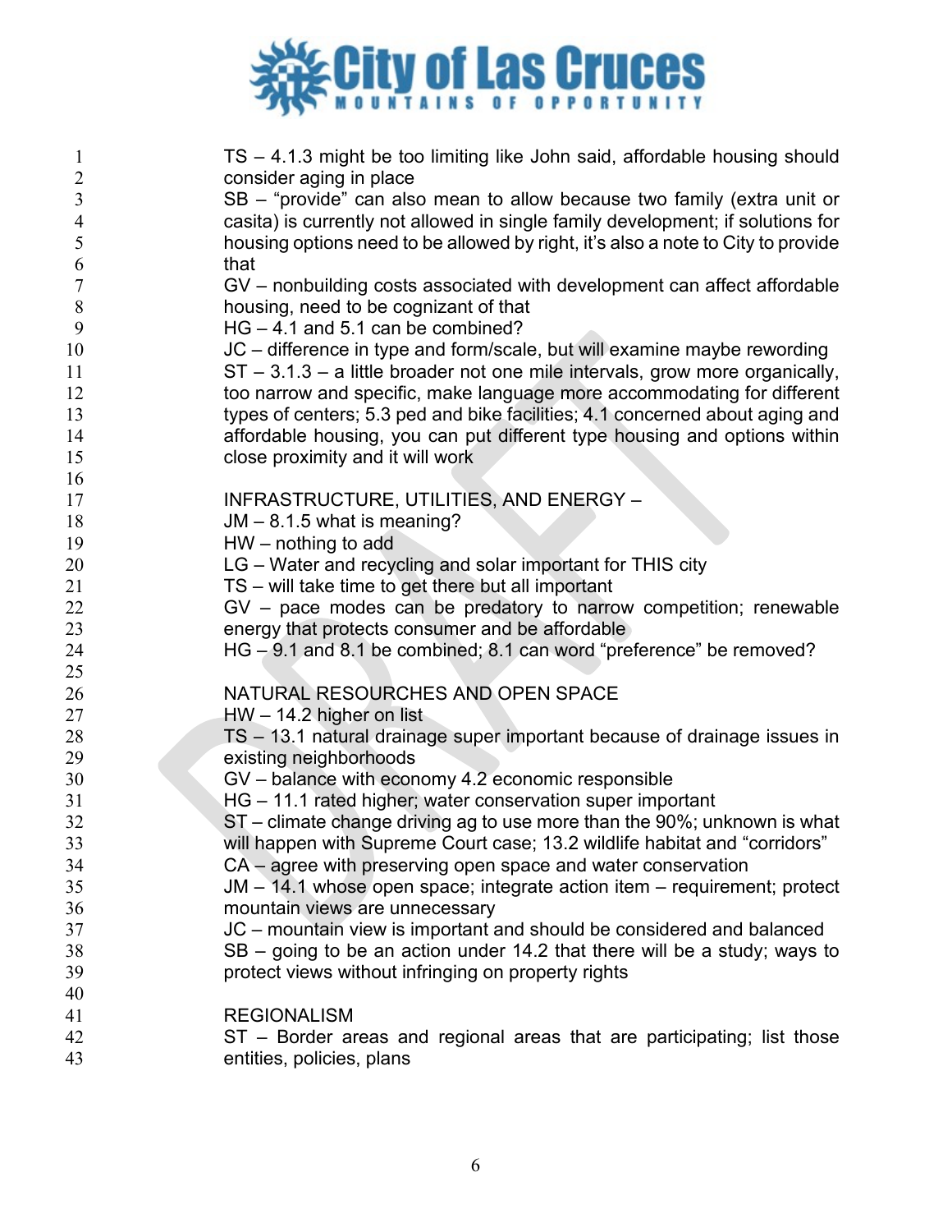TS – 4.1.3 might be too limiting like John said, affordable housing should consider aging in place

SB – "provide" can also mean to allow because two family (extra unit or casita) is currently not allowed in single family development; if solutions for housing options need to be allowed by right, it's also a note to City to provide that

GV – nonbuilding costs associated with development can affect affordable housing, need to be cognizant of that

HG – 4.1 and 5.1 can be combined?

JC – difference in type and form/scale, but will examine maybe rewording

ST – 3.1.3 – a little broader not one mile intervals, grow more organically, too narrow and specific, make language more accommodating for different types of centers; 5.3 ped and bike facilities; 4.1 concerned about aging and affordable housing, you can put different type housing and options within close proximity and it will work

INFRASTRUCTURE, UTILITIES, AND ENERGY –

JM – 8.1.5 what is meaning?

HW – nothing to add

LG – Water and recycling and solar important for THIS city

TS – will take time to get there but all important

GV – pace modes can be predatory to narrow competition; renewable energy that protects consumer and be affordable

HG – 9.1 and 8.1 be combined; 8.1 can word "preference" be removed?

NATURAL RESOURCHES AND OPEN SPACE

HW – 14.2 higher on list

TS – 13.1 natural drainage super important because of drainage issues in existing neighborhoods

GV – balance with economy 4.2 economic responsible

HG – 11.1 rated higher; water conservation super important

ST – climate change driving ag to use more than the 90%; unknown is what will happen with Supreme Court case; 13.2 wildlife habitat and "corridors"

CA – agree with preserving open space and water conservation

JM – 14.1 whose open space; integrate action item – requirement; protect mountain views are unnecessary

JC – mountain view is important and should be considered and balanced

SB – going to be an action under 14.2 that there will be a study; ways to protect views without infringing on property rights

REGIONALISM

ST – Border areas and regional areas that are participating; list those entities, policies, plans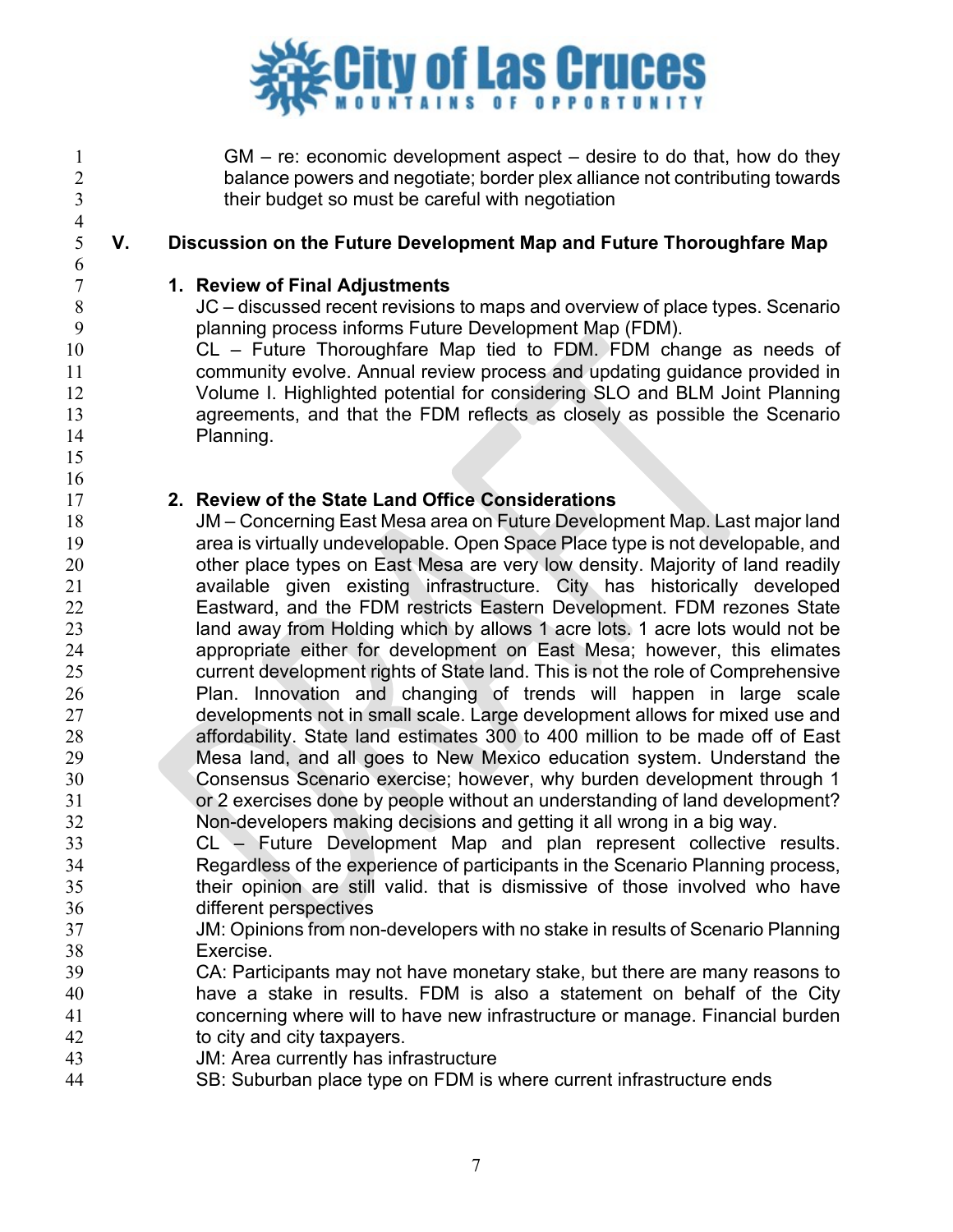GM – re: economic development aspect – desire to do that, how do they balance powers and negotiate; border plex alliance not contributing towards their budget so must be careful with negotiation

## V. Discussion on the Future Development Map and Future Thoroughfare Map

### 1. Review of Final Adjustments

JC – discussed recent revisions to maps and overview of place types. Scenario planning process informs Future Development Map (FDM).

CL – Future Thoroughfare Map tied to FDM. FDM change as needs of community evolve. Annual review process and updating guidance provided in Volume I. Highlighted potential for considering SLO and BLM Joint Planning agreements, and that the FDM reflects as closely as possible the Scenario Planning.

### 2. Review of the State Land Office Considerations

JM – Concerning East Mesa area on Future Development Map. Last major land area is virtually undevelopable. Open Space Place type is not developable, and other place types on East Mesa are very low density. Majority of land readily available given existing infrastructure. City has historically developed Eastward, and the FDM restricts Eastern Development. FDM rezones State land away from Holding which by allows 1 acre lots. 1 acre lots would not be appropriate either for development on East Mesa; however, this elimates current development rights of State land. This is not the role of Comprehensive Plan. Innovation and changing of trends will happen in large scale developments not in small scale. Large development allows for mixed use and affordability. State land estimates 300 to 400 million to be made off of East Mesa land, and all goes to New Mexico education system. Understand the Consensus Scenario exercise; however, why burden development through 1 or 2 exercises done by people without an understanding of land development? Non-developers making decisions and getting it all wrong in a big way.

CL – Future Development Map and plan represent collective results. Regardless of the experience of participants in the Scenario Planning process, their opinion are still valid. that is dismissive of those involved who have different perspectives

JM: Opinions from non-developers with no stake in results of Scenario Planning Exercise.

CA: Participants may not have monetary stake, but there are many reasons to have a stake in results. FDM is also a statement on behalf of the City concerning where will to have new infrastructure or manage. Financial burden to city and city taxpayers.

JM: Area currently has infrastructure

SB: Suburban place type on FDM is where current infrastructure ends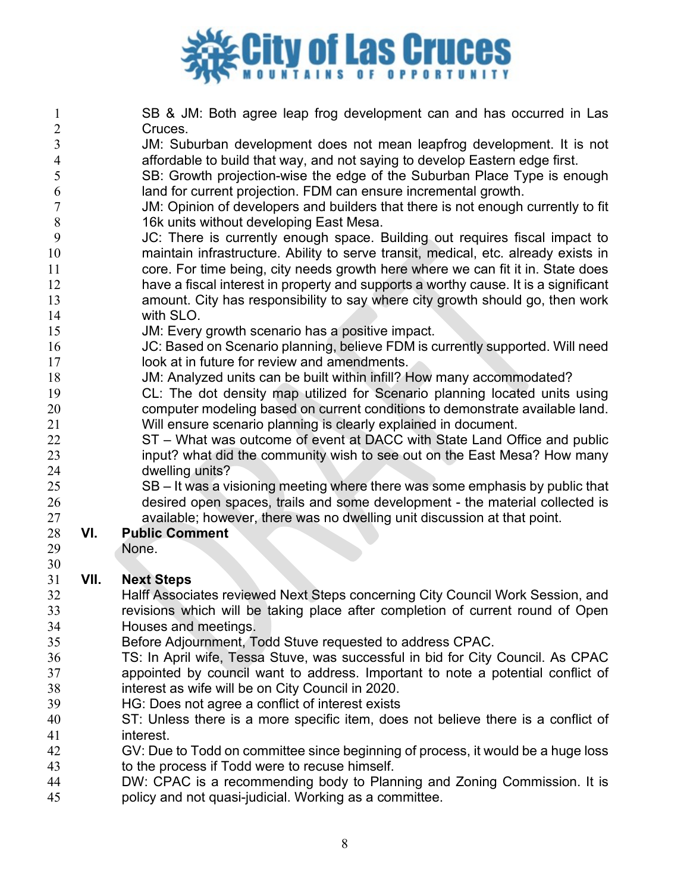SB & JM: Both agree leap frog development can and has occurred in Las Cruces.

JM: Suburban development does not mean leapfrog development. It is not affordable to build that way, and not saying to develop Eastern edge first.

SB: Growth projection-wise the edge of the Suburban Place Type is enough land for current projection. FDM can ensure incremental growth.

JM: Opinion of developers and builders that there is not enough currently to fit 16k units without developing East Mesa.

JC: There is currently enough space. Building out requires fiscal impact to maintain infrastructure. Ability to serve transit, medical, etc. already exists in core. For time being, city needs growth here where we can fit it in. State does have a fiscal interest in property and supports a worthy cause. It is a significant amount. City has responsibility to say where city growth should go, then work with SLO.

JM: Every growth scenario has a positive impact.

JC: Based on Scenario planning, believe FDM is currently supported. Will need look at in future for review and amendments.

JM: Analyzed units can be built within infill? How many accommodated?

CL: The dot density map utilized for Scenario planning located units using computer modeling based on current conditions to demonstrate available land. Will ensure scenario planning is clearly explained in document.

ST – What was outcome of event at DACC with State Land Office and public input? what did the community wish to see out on the East Mesa? How many dwelling units?

SB – It was a visioning meeting where there was some emphasis by public that desired open spaces, trails and some development - the material collected is available; however, there was no dwelling unit discussion at that point.

## VI. Public Comment

None.

## VII. Next Steps

Halff Associates reviewed Next Steps concerning City Council Work Session, and revisions which will be taking place after completion of current round of Open Houses and meetings.

Before Adjournment, Todd Stuve requested to address CPAC.

TS: In April wife, Tessa Stuve, was successful in bid for City Council. As CPAC appointed by council want to address. Important to note a potential conflict of interest as wife will be on City Council in 2020.

HG: Does not agree a conflict of interest exists

ST: Unless there is a more specific item, does not believe there is a conflict of interest.

GV: Due to Todd on committee since beginning of process, it would be a huge loss to the process if Todd were to recuse himself.

DW: CPAC is a recommending body to Planning and Zoning Commission. It is policy and not quasi-judicial. Working as a committee.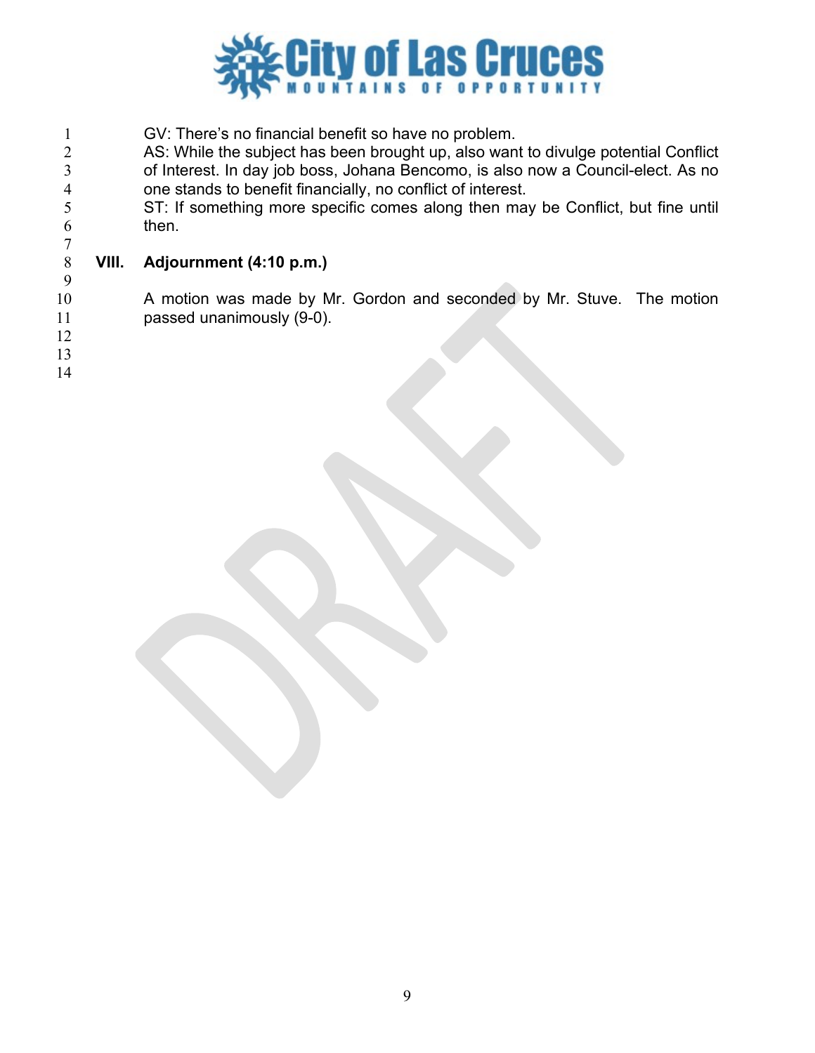GV: There's no financial benefit so have no problem.

AS: While the subject has been brought up, also want to divulge potential Conflict of Interest. In day job boss, Johana Bencomo, is also now a Council-elect. As no one stands to benefit financially, no conflict of interest.

ST: If something more specific comes along then may be Conflict, but fine until then.

## VIII. Adjournment (4:10 p.m.)

A motion was made by Mr. Gordon and seconded by Mr. Stuve. The motion passed unanimously (9-0).